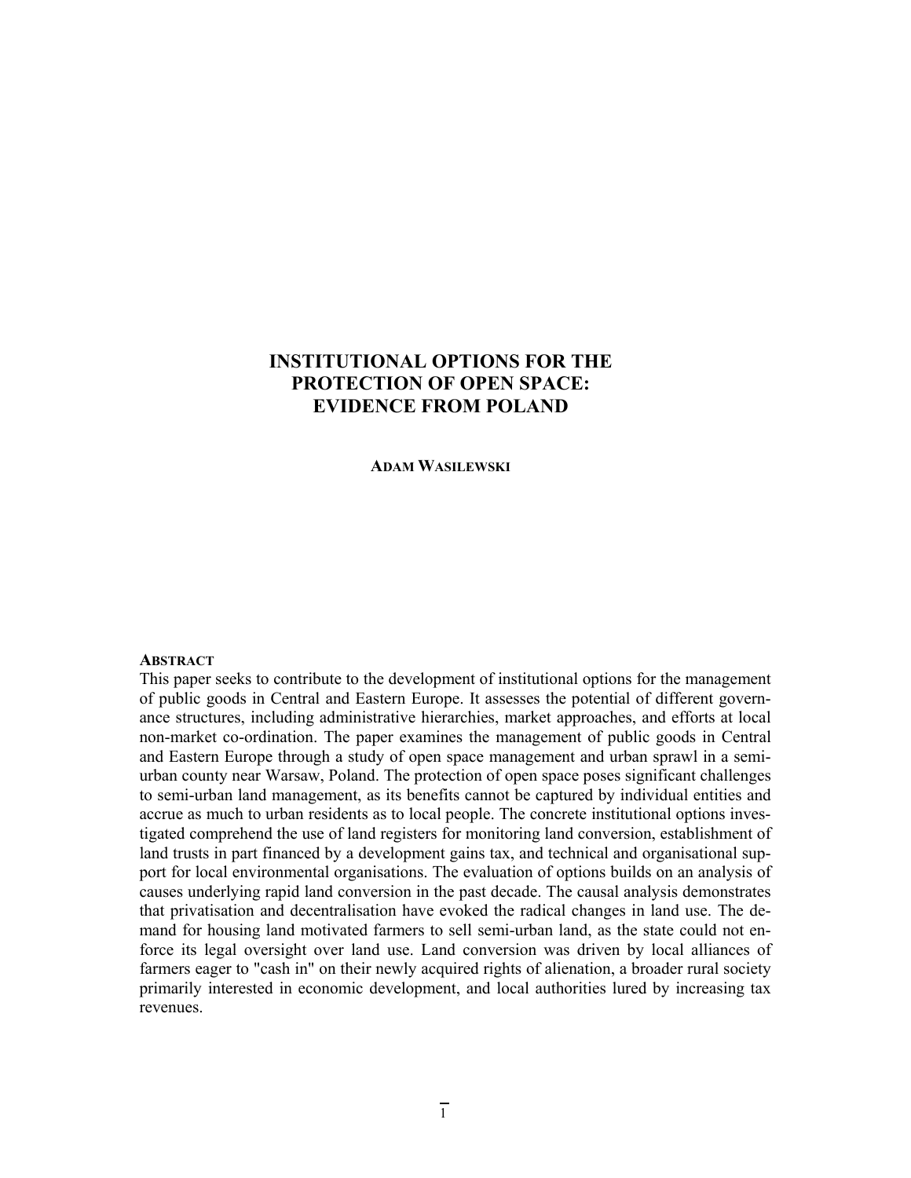# INSTITUTIONAL OPTIONS FOR THE PROTECTION OF OPEN SPACE: EVIDENCE FROM POLAND

**ADAM WASILEWSKI**

### ABSTRACT

This paper seeks to contribute to the development of institutional options for the management of public goods in Central and Eastern Europe. It assesses the potential of different governance structures, including administrative hierarchies, market approaches, and efforts at local non-market co-ordination. The paper examines the management of public goods in Central and Eastern Europe through a study of open space management and urban sprawl in a semi-urban county near Warsaw, Poland. The protection of open space poses significant challenges to semi-urban land management, as its benefits cannot be captured by individual entities and accrue as much to urban residents as to local people. The concrete institutional options investigated comprehend the use of land registers for monitoring land conversion, establishment of land trusts in part financed by a development gains tax, and technical and organisational support for local environmental organisations. The evaluation of options builds on an analysis of causes underlying rapid land conversion in the past decade. The causal analysis demonstrates that privatisation and decentralisation have evoked the radical changes in land use. The demand for housing land motivated farmers to sell semi-urban land, as the state could not enforce its legal oversight over land use. Land conversion was driven by local alliances of farmers eager to "cash in" on their newly acquired rights of alienation, a broader rural society primarily interested in economic development, and local authorities lured by increasing tax revenues.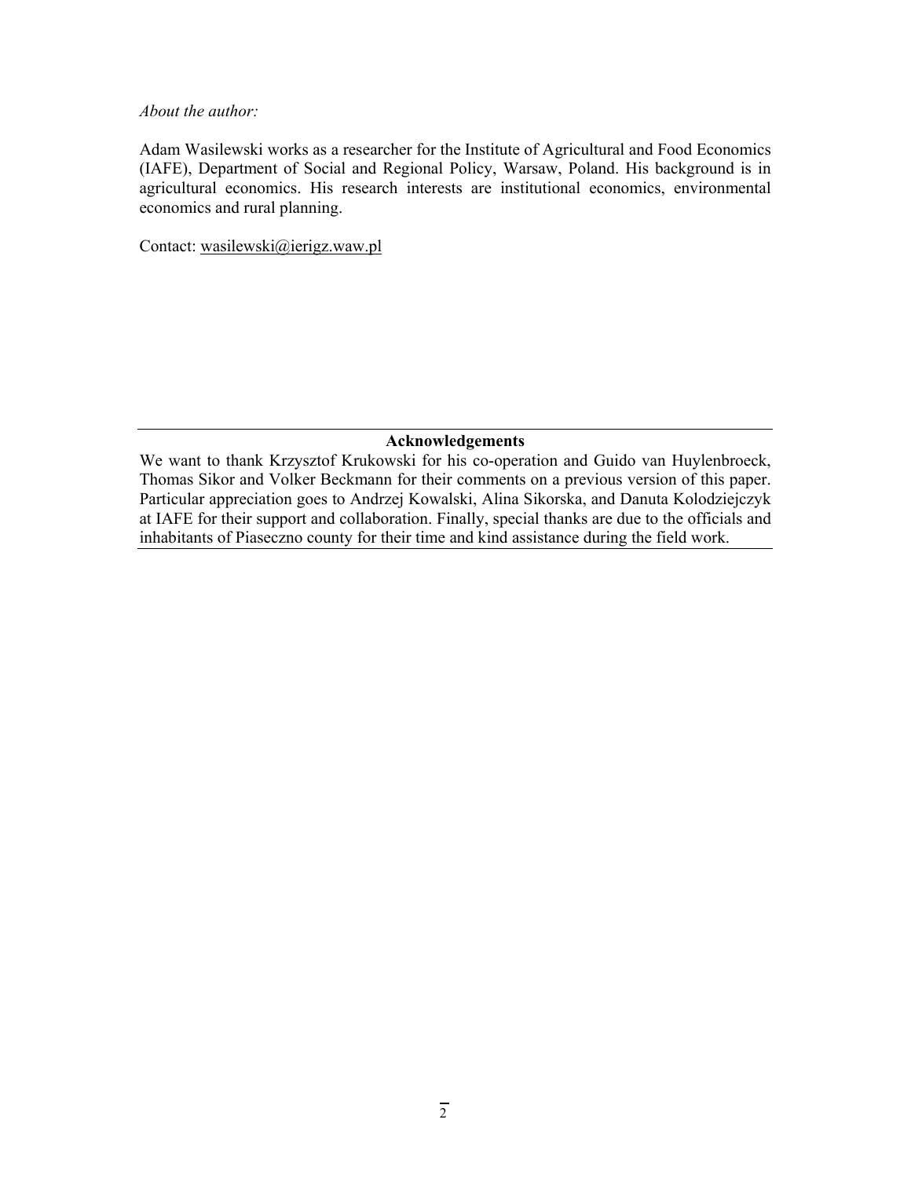*About the author:*

Adam Wasilewski works as a researcher for the Institute of Agricultural and Food Economics (IAFE), Department of Social and Regional Policy, Warsaw, Poland. His background is in agricultural economics. His research interests are institutional economics, environmental economics and rural planning.

Contact: wasilewski@ierigz.waw.pl

**Acknowledgements**

We want to thank Krzysztof Krukowski for his co-operation and Guido van Huylenbroeck, Thomas Sikor and Volker Beckmann for their comments on a previous version of this paper. Particular appreciation goes to Andrzej Kowalski, Alina Sikorska, and Danuta Kolodziejczyk at IAFE for their support and collaboration. Finally, special thanks are due to the officials and inhabitants of Piaseczno county for their time and kind assistance during the field work.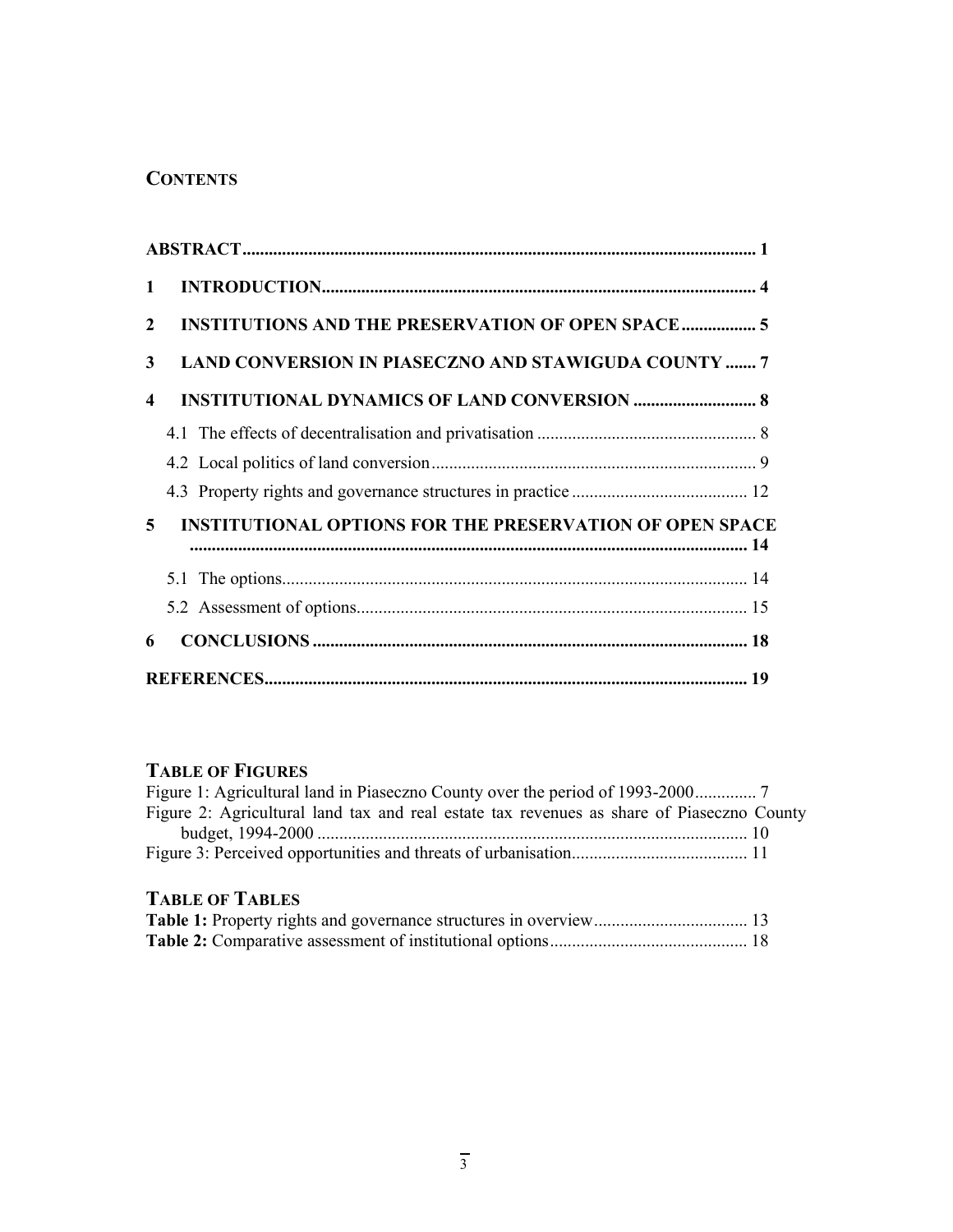## CONTENTS

**ABSTRACT** .................................................................................................................... 1

**1 INTRODUCTION** ................................................................................................. 4

**2 INSTITUTIONS AND THE PRESERVATION OF OPEN SPACE** ................. 5

**3 LAND CONVERSION IN PIASECZNO AND STAWIGUDA COUNTY** ....... 7

**4 INSTITUTIONAL DYNAMICS OF LAND CONVERSION** ............................ 8

4.1 The effects of decentralisation and privatisation .................................................. 8

4.2 Local politics of land conversion .......................................................................... 9

4.3 Property rights and governance structures in practice ........................................ 12

**5 INSTITUTIONAL OPTIONS FOR THE PRESERVATION OF OPEN SPACE** ............................................................................................................................... 14

5.1 The options.......................................................................................................... 14

5.2 Assessment of options......................................................................................... 15

**6 CONCLUSIONS** .................................................................................................. 18

**REFERENCES**............................................................................................................ 19

### TABLE OF FIGURES

Figure 1: Agricultural land in Piaseczno County over the period of 1993-2000.............. 7

Figure 2: Agricultural land tax and real estate tax revenues as share of Piaseczno County budget, 1994-2000 ................................................................................................. 10

Figure 3: Perceived opportunities and threats of urbanisation........................................ 11

### TABLE OF TABLES

**Table 1:** Property rights and governance structures in overview................................... 13

**Table 2:** Comparative assessment of institutional options............................................. 18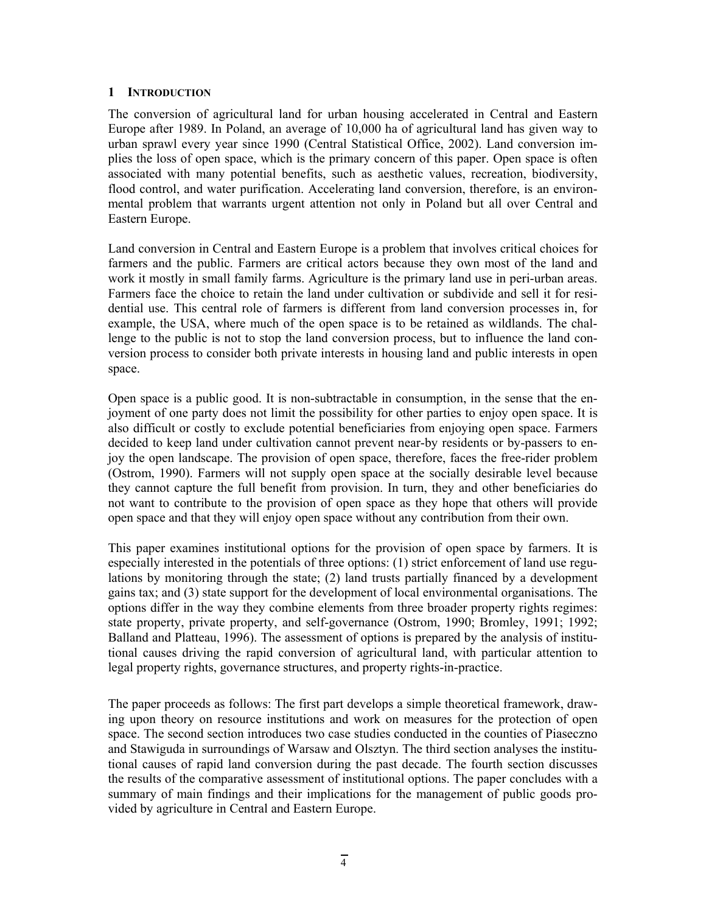# 1 INTRODUCTION

The conversion of agricultural land for urban housing accelerated in Central and Eastern Europe after 1989. In Poland, an average of 10,000 ha of agricultural land has given way to urban sprawl every year since 1990 (Central Statistical Office, 2002). Land conversion implies the loss of open space, which is the primary concern of this paper. Open space is often associated with many potential benefits, such as aesthetic values, recreation, biodiversity, flood control, and water purification. Accelerating land conversion, therefore, is an environmental problem that warrants urgent attention not only in Poland but all over Central and Eastern Europe.

Land conversion in Central and Eastern Europe is a problem that involves critical choices for farmers and the public. Farmers are critical actors because they own most of the land and work it mostly in small family farms. Agriculture is the primary land use in peri-urban areas. Farmers face the choice to retain the land under cultivation or subdivide and sell it for residential use. This central role of farmers is different from land conversion processes in, for example, the USA, where much of the open space is to be retained as wildlands. The challenge to the public is not to stop the land conversion process, but to influence the land conversion process to consider both private interests in housing land and public interests in open space.

Open space is a public good. It is non-subtractable in consumption, in the sense that the enjoyment of one party does not limit the possibility for other parties to enjoy open space. It is also difficult or costly to exclude potential beneficiaries from enjoying open space. Farmers decided to keep land under cultivation cannot prevent near-by residents or by-passers to enjoy the open landscape. The provision of open space, therefore, faces the free-rider problem (Ostrom, 1990). Farmers will not supply open space at the socially desirable level because they cannot capture the full benefit from provision. In turn, they and other beneficiaries do not want to contribute to the provision of open space as they hope that others will provide open space and that they will enjoy open space without any contribution from their own.

This paper examines institutional options for the provision of open space by farmers. It is especially interested in the potentials of three options: (1) strict enforcement of land use regulations by monitoring through the state; (2) land trusts partially financed by a development gains tax; and (3) state support for the development of local environmental organisations. The options differ in the way they combine elements from three broader property rights regimes: state property, private property, and self-governance (Ostrom, 1990; Bromley, 1991; 1992; Balland and Platteau, 1996). The assessment of options is prepared by the analysis of institutional causes driving the rapid conversion of agricultural land, with particular attention to legal property rights, governance structures, and property rights-in-practice.

The paper proceeds as follows: The first part develops a simple theoretical framework, drawing upon theory on resource institutions and work on measures for the protection of open space. The second section introduces two case studies conducted in the counties of Piaseczno and Stawiguda in surroundings of Warsaw and Olsztyn. The third section analyses the institutional causes of rapid land conversion during the past decade. The fourth section discusses the results of the comparative assessment of institutional options. The paper concludes with a summary of main findings and their implications for the management of public goods provided by agriculture in Central and Eastern Europe.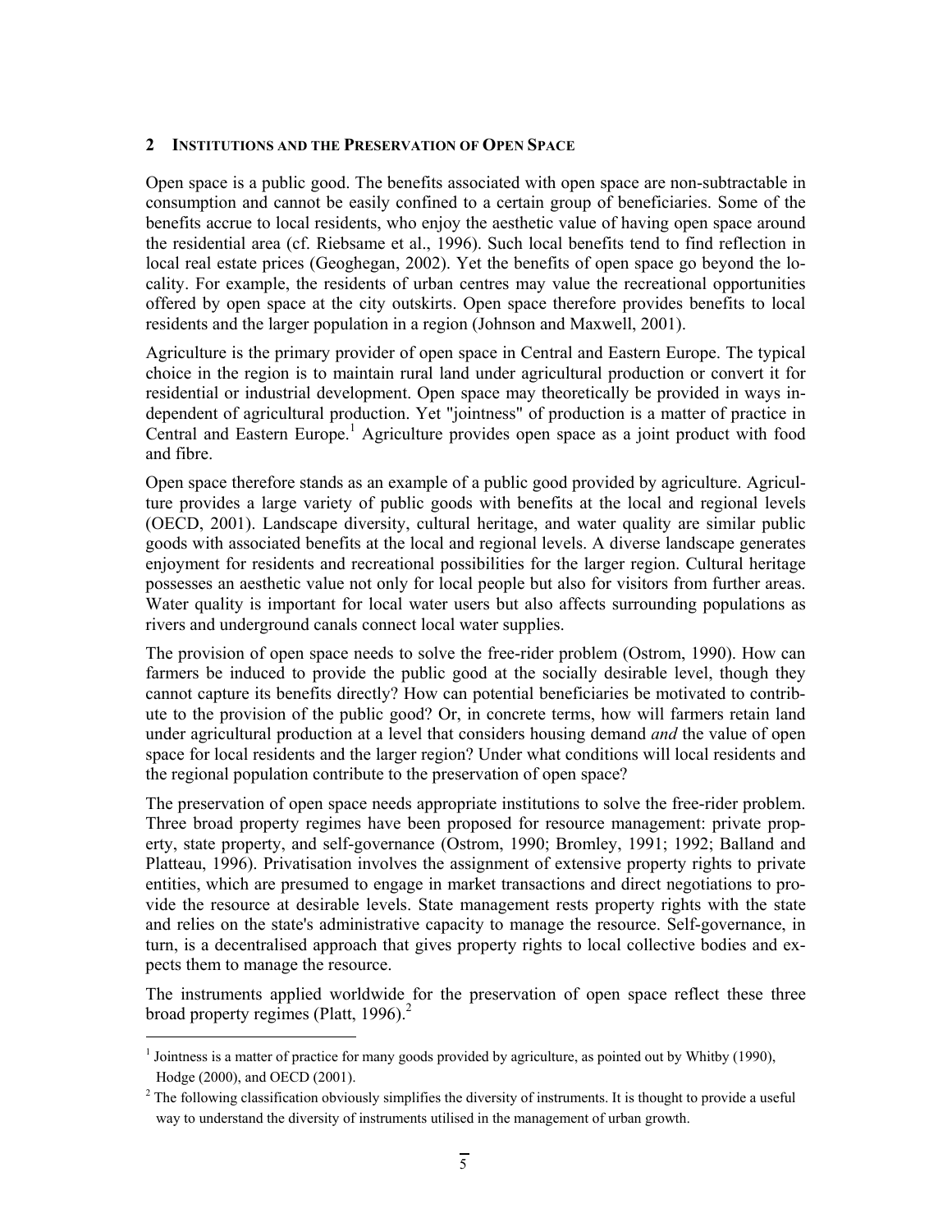## 2 INSTITUTIONS AND THE PRESERVATION OF OPEN SPACE

Open space is a public good. The benefits associated with open space are non-subtractable in consumption and cannot be easily confined to a certain group of beneficiaries. Some of the benefits accrue to local residents, who enjoy the aesthetic value of having open space around the residential area (cf. Riebsame et al., 1996). Such local benefits tend to find reflection in local real estate prices (Geoghegan, 2002). Yet the benefits of open space go beyond the locality. For example, the residents of urban centres may value the recreational opportunities offered by open space at the city outskirts. Open space therefore provides benefits to local residents and the larger population in a region (Johnson and Maxwell, 2001).

Agriculture is the primary provider of open space in Central and Eastern Europe. The typical choice in the region is to maintain rural land under agricultural production or convert it for residential or industrial development. Open space may theoretically be provided in ways independent of agricultural production. Yet "jointness" of production is a matter of practice in Central and Eastern Europe.[1] Agriculture provides open space as a joint product with food and fibre.

Open space therefore stands as an example of a public good provided by agriculture. Agriculture provides a large variety of public goods with benefits at the local and regional levels (OECD, 2001). Landscape diversity, cultural heritage, and water quality are similar public goods with associated benefits at the local and regional levels. A diverse landscape generates enjoyment for residents and recreational possibilities for the larger region. Cultural heritage possesses an aesthetic value not only for local people but also for visitors from further areas. Water quality is important for local water users but also affects surrounding populations as rivers and underground canals connect local water supplies.

The provision of open space needs to solve the free-rider problem (Ostrom, 1990). How can farmers be induced to provide the public good at the socially desirable level, though they cannot capture its benefits directly? How can potential beneficiaries be motivated to contribute to the provision of the public good? Or, in concrete terms, how will farmers retain land under agricultural production at a level that considers housing demand *and* the value of open space for local residents and the larger region? Under what conditions will local residents and the regional population contribute to the preservation of open space?

The preservation of open space needs appropriate institutions to solve the free-rider problem. Three broad property regimes have been proposed for resource management: private property, state property, and self-governance (Ostrom, 1990; Bromley, 1991; 1992; Balland and Platteau, 1996). Privatisation involves the assignment of extensive property rights to private entities, which are presumed to engage in market transactions and direct negotiations to provide the resource at desirable levels. State management rests property rights with the state and relies on the state's administrative capacity to manage the resource. Self-governance, in turn, is a decentralised approach that gives property rights to local collective bodies and expects them to manage the resource.

The instruments applied worldwide for the preservation of open space reflect these three broad property regimes (Platt, 1996).[2]

---

[1] Jointness is a matter of practice for many goods provided by agriculture, as pointed out by Whitby (1990), Hodge (2000), and OECD (2001).

[2] The following classification obviously simplifies the diversity of instruments. It is thought to provide a useful way to understand the diversity of instruments utilised in the management of urban growth.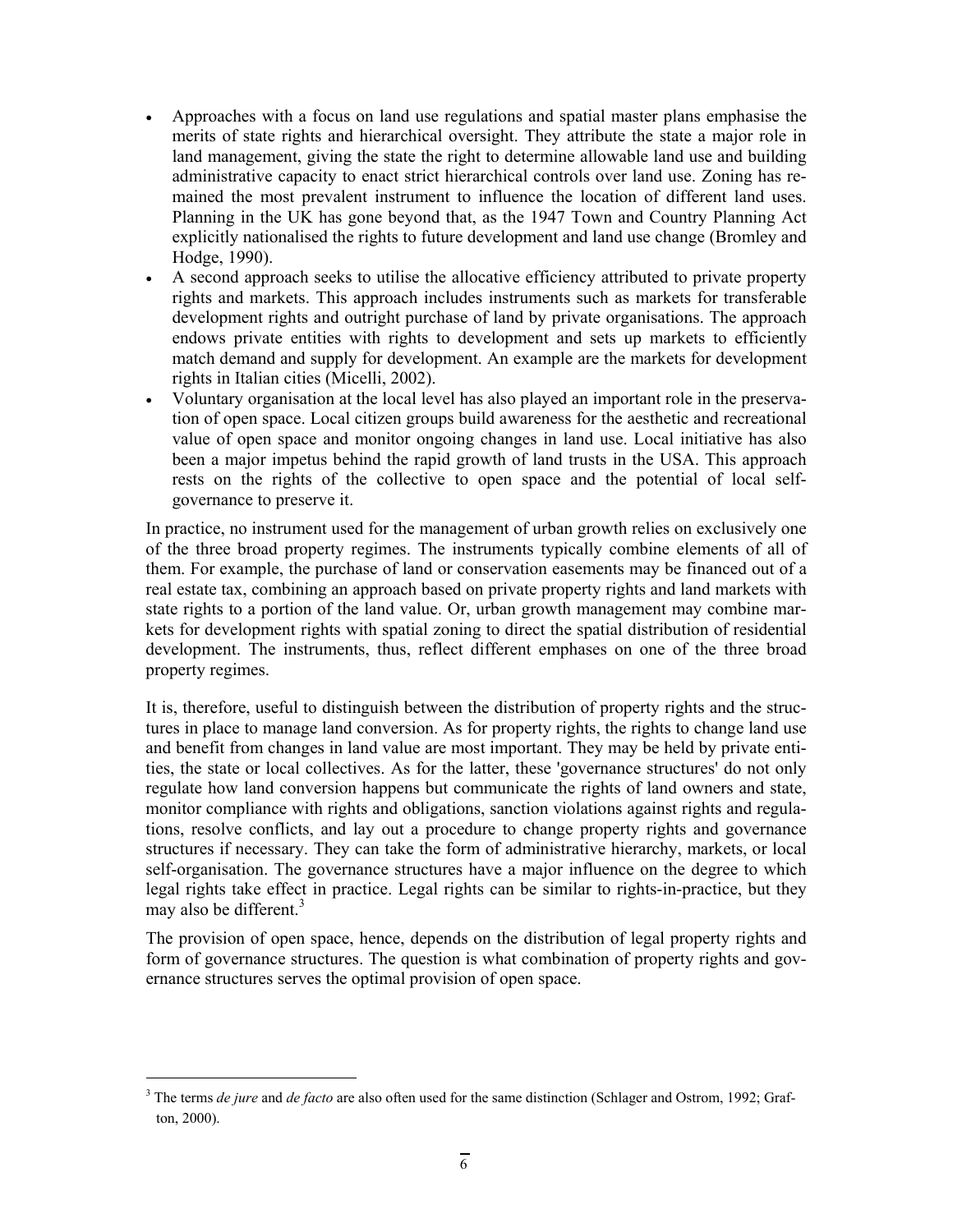- Approaches with a focus on land use regulations and spatial master plans emphasise the merits of state rights and hierarchical oversight. They attribute the state a major role in land management, giving the state the right to determine allowable land use and building administrative capacity to enact strict hierarchical controls over land use. Zoning has remained the most prevalent instrument to influence the location of different land uses. Planning in the UK has gone beyond that, as the 1947 Town and Country Planning Act explicitly nationalised the rights to future development and land use change (Bromley and Hodge, 1990).
- A second approach seeks to utilise the allocative efficiency attributed to private property rights and markets. This approach includes instruments such as markets for transferable development rights and outright purchase of land by private organisations. The approach endows private entities with rights to development and sets up markets to efficiently match demand and supply for development. An example are the markets for development rights in Italian cities (Micelli, 2002).
- Voluntary organisation at the local level has also played an important role in the preservation of open space. Local citizen groups build awareness for the aesthetic and recreational value of open space and monitor ongoing changes in land use. Local initiative has also been a major impetus behind the rapid growth of land trusts in the USA. This approach rests on the rights of the collective to open space and the potential of local self-governance to preserve it.

In practice, no instrument used for the management of urban growth relies on exclusively one of the three broad property regimes. The instruments typically combine elements of all of them. For example, the purchase of land or conservation easements may be financed out of a real estate tax, combining an approach based on private property rights and land markets with state rights to a portion of the land value. Or, urban growth management may combine markets for development rights with spatial zoning to direct the spatial distribution of residential development. The instruments, thus, reflect different emphases on one of the three broad property regimes.

It is, therefore, useful to distinguish between the distribution of property rights and the structures in place to manage land conversion. As for property rights, the rights to change land use and benefit from changes in land value are most important. They may be held by private entities, the state or local collectives. As for the latter, these 'governance structures' do not only regulate how land conversion happens but communicate the rights of land owners and state, monitor compliance with rights and obligations, sanction violations against rights and regulations, resolve conflicts, and lay out a procedure to change property rights and governance structures if necessary. They can take the form of administrative hierarchy, markets, or local self-organisation. The governance structures have a major influence on the degree to which legal rights take effect in practice. Legal rights can be similar to rights-in-practice, but they may also be different.[3]

The provision of open space, hence, depends on the distribution of legal property rights and form of governance structures. The question is what combination of property rights and governance structures serves the optimal provision of open space.

[3] The terms *de jure* and *de facto* are also often used for the same distinction (Schlager and Ostrom, 1992; Grafton, 2000).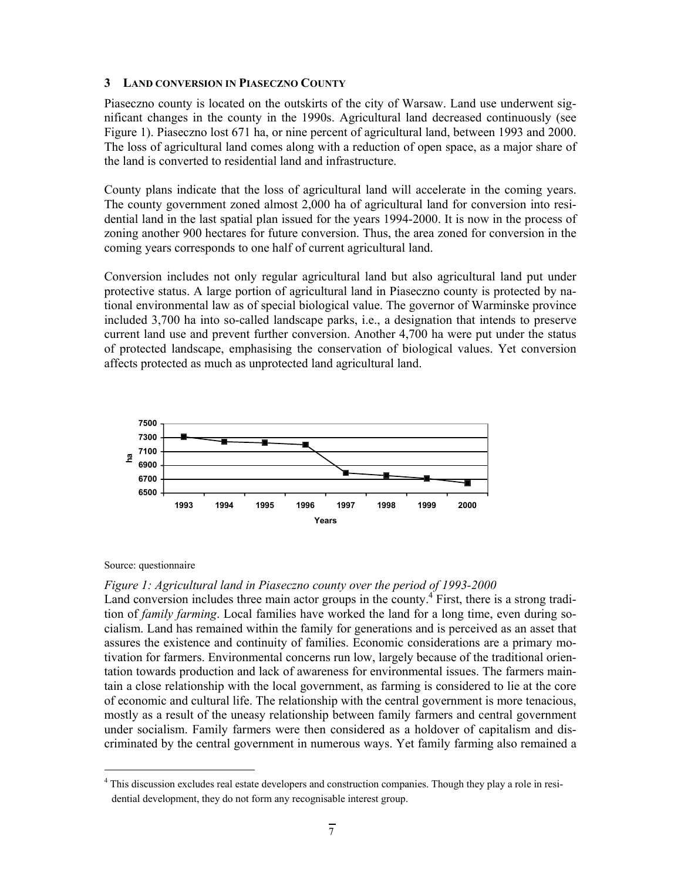## 3 LAND CONVERSION IN PIASECZNO COUNTY

Piaseczno county is located on the outskirts of the city of Warsaw. Land use underwent significant changes in the county in the 1990s. Agricultural land decreased continuously (see Figure 1). Piaseczno lost 671 ha, or nine percent of agricultural land, between 1993 and 2000. The loss of agricultural land comes along with a reduction of open space, as a major share of the land is converted to residential land and infrastructure.

County plans indicate that the loss of agricultural land will accelerate in the coming years. The county government zoned almost 2,000 ha of agricultural land for conversion into residential land in the last spatial plan issued for the years 1994-2000. It is now in the process of zoning another 900 hectares for future conversion. Thus, the area zoned for conversion in the coming years corresponds to one half of current agricultural land.

Conversion includes not only regular agricultural land but also agricultural land put under protective status. A large portion of agricultural land in Piaseczno county is protected by national environmental law as of special biological value. The governor of Warminske province included 3,700 ha into so-called landscape parks, i.e., a designation that intends to preserve current land use and prevent further conversion. Another 4,700 ha were put under the status of protected landscape, emphasising the conservation of biological values. Yet conversion affects protected as much as unprotected land agricultural land.

Source: questionnaire

*Figure 1: Agricultural land in Piaseczno county over the period of 1993-2000*

Land conversion includes three main actor groups in the county.[4] First, there is a strong tradition of *family farming*. Local families have worked the land for a long time, even during socialism. Land has remained within the family for generations and is perceived as an asset that assures the existence and continuity of families. Economic considerations are a primary motivation for farmers. Environmental concerns run low, largely because of the traditional orientation towards production and lack of awareness for environmental issues. The farmers maintain a close relationship with the local government, as farming is considered to lie at the core of economic and cultural life. The relationship with the central government is more tenacious, mostly as a result of the uneasy relationship between family farmers and central government under socialism. Family farmers were then considered as a holdover of capitalism and discriminated by the central government in numerous ways. Yet family farming also remained a

[4] This discussion excludes real estate developers and construction companies. Though they play a role in residential development, they do not form any recognisable interest group.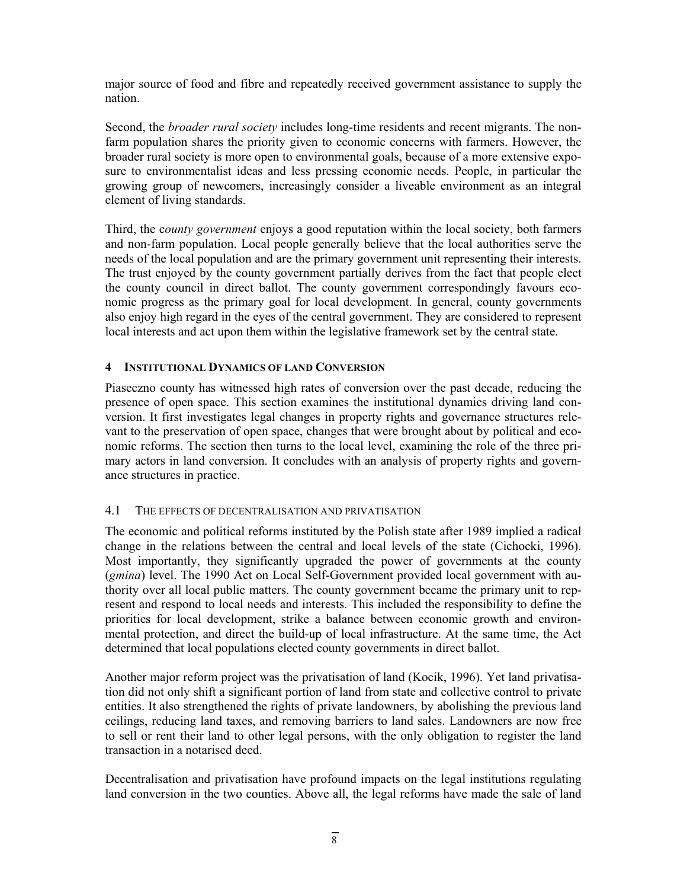major source of food and fibre and repeatedly received government assistance to supply the nation.

Second, the *broader rural society* includes long-time residents and recent migrants. The non-farm population shares the priority given to economic concerns with farmers. However, the broader rural society is more open to environmental goals, because of a more extensive exposure to environmentalist ideas and less pressing economic needs. People, in particular the growing group of newcomers, increasingly consider a liveable environment as an integral element of living standards.

Third, the c*ounty government* enjoys a good reputation within the local society, both farmers and non-farm population. Local people generally believe that the local authorities serve the needs of the local population and are the primary government unit representing their interests. The trust enjoyed by the county government partially derives from the fact that people elect the county council in direct ballot. The county government correspondingly favours economic progress as the primary goal for local development. In general, county governments also enjoy high regard in the eyes of the central government. They are considered to represent local interests and act upon them within the legislative framework set by the central state.

## 4 INSTITUTIONAL DYNAMICS OF LAND CONVERSION

Piaseczno county has witnessed high rates of conversion over the past decade, reducing the presence of open space. This section examines the institutional dynamics driving land conversion. It first investigates legal changes in property rights and governance structures relevant to the preservation of open space, changes that were brought about by political and economic reforms. The section then turns to the local level, examining the role of the three primary actors in land conversion. It concludes with an analysis of property rights and governance structures in practice.

### 4.1 THE EFFECTS OF DECENTRALISATION AND PRIVATISATION

The economic and political reforms instituted by the Polish state after 1989 implied a radical change in the relations between the central and local levels of the state (Cichocki, 1996). Most importantly, they significantly upgraded the power of governments at the county (*gmina*) level. The 1990 Act on Local Self-Government provided local government with authority over all local public matters. The county government became the primary unit to represent and respond to local needs and interests. This included the responsibility to define the priorities for local development, strike a balance between economic growth and environmental protection, and direct the build-up of local infrastructure. At the same time, the Act determined that local populations elected county governments in direct ballot.

Another major reform project was the privatisation of land (Kocik, 1996). Yet land privatisation did not only shift a significant portion of land from state and collective control to private entities. It also strengthened the rights of private landowners, by abolishing the previous land ceilings, reducing land taxes, and removing barriers to land sales. Landowners are now free to sell or rent their land to other legal persons, with the only obligation to register the land transaction in a notarised deed.

Decentralisation and privatisation have profound impacts on the legal institutions regulating land conversion in the two counties. Above all, the legal reforms have made the sale of land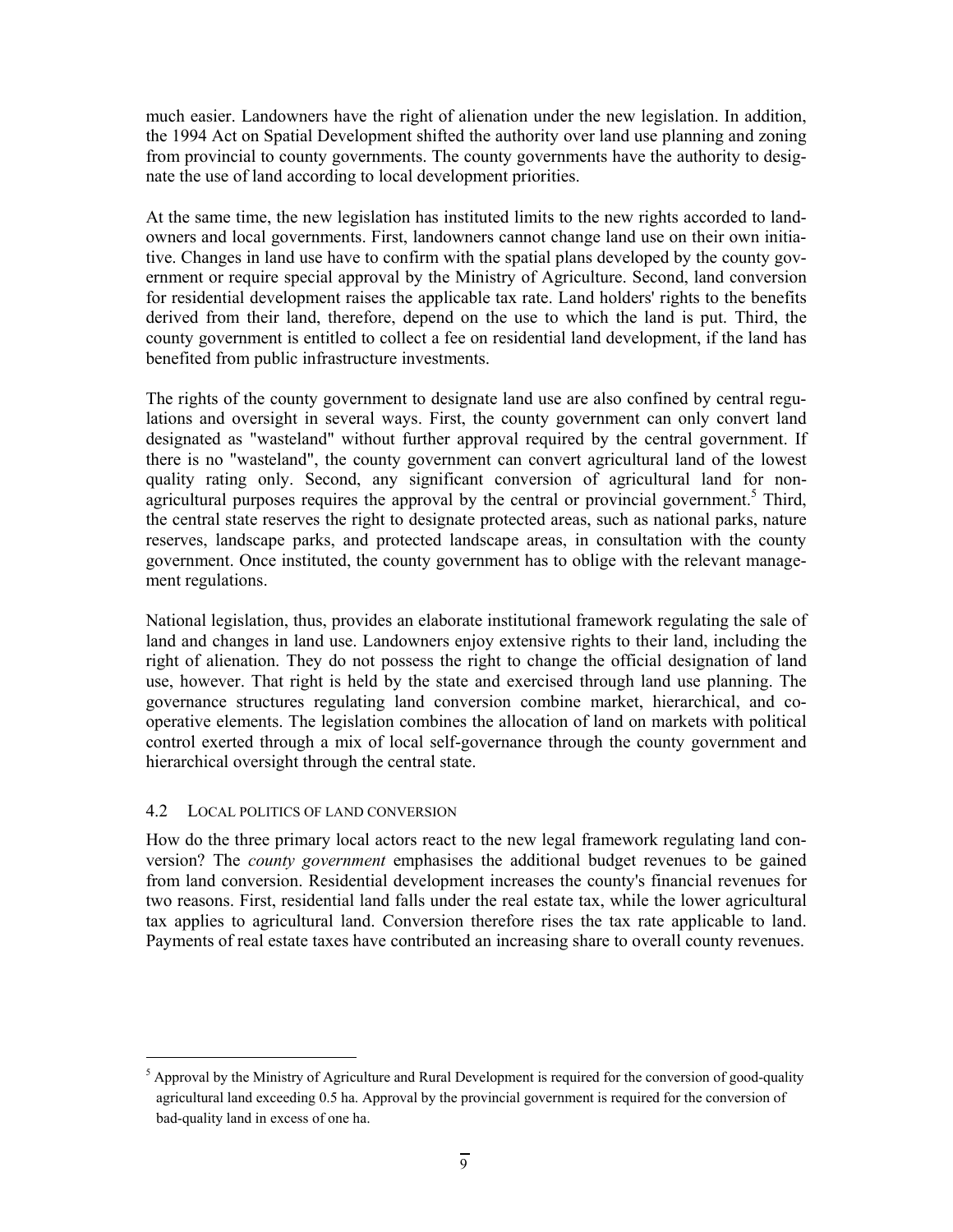much easier. Landowners have the right of alienation under the new legislation. In addition, the 1994 Act on Spatial Development shifted the authority over land use planning and zoning from provincial to county governments. The county governments have the authority to designate the use of land according to local development priorities.

At the same time, the new legislation has instituted limits to the new rights accorded to landowners and local governments. First, landowners cannot change land use on their own initiative. Changes in land use have to confirm with the spatial plans developed by the county government or require special approval by the Ministry of Agriculture. Second, land conversion for residential development raises the applicable tax rate. Land holders' rights to the benefits derived from their land, therefore, depend on the use to which the land is put. Third, the county government is entitled to collect a fee on residential land development, if the land has benefited from public infrastructure investments.

The rights of the county government to designate land use are also confined by central regulations and oversight in several ways. First, the county government can only convert land designated as "wasteland" without further approval required by the central government. If there is no "wasteland", the county government can convert agricultural land of the lowest quality rating only. Second, any significant conversion of agricultural land for non-agricultural purposes requires the approval by the central or provincial government.[5] Third, the central state reserves the right to designate protected areas, such as national parks, nature reserves, landscape parks, and protected landscape areas, in consultation with the county government. Once instituted, the county government has to oblige with the relevant management regulations.

National legislation, thus, provides an elaborate institutional framework regulating the sale of land and changes in land use. Landowners enjoy extensive rights to their land, including the right of alienation. They do not possess the right to change the official designation of land use, however. That right is held by the state and exercised through land use planning. The governance structures regulating land conversion combine market, hierarchical, and co-operative elements. The legislation combines the allocation of land on markets with political control exerted through a mix of local self-governance through the county government and hierarchical oversight through the central state.

### 4.2 LOCAL POLITICS OF LAND CONVERSION

How do the three primary local actors react to the new legal framework regulating land conversion? The *county government* emphasises the additional budget revenues to be gained from land conversion. Residential development increases the county's financial revenues for two reasons. First, residential land falls under the real estate tax, while the lower agricultural tax applies to agricultural land. Conversion therefore rises the tax rate applicable to land. Payments of real estate taxes have contributed an increasing share to overall county revenues.

[5] Approval by the Ministry of Agriculture and Rural Development is required for the conversion of good-quality agricultural land exceeding 0.5 ha. Approval by the provincial government is required for the conversion of bad-quality land in excess of one ha.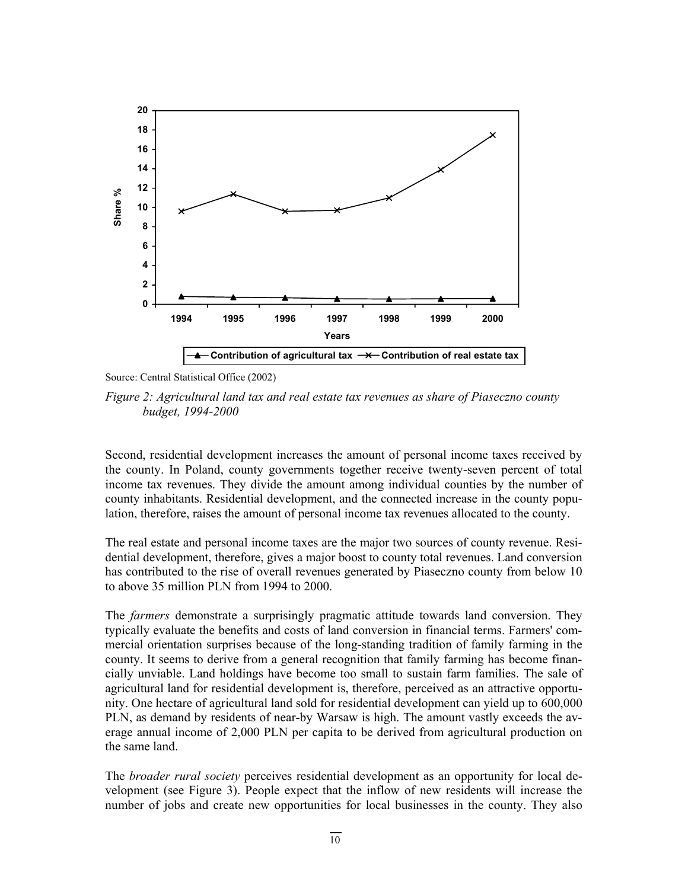Source: Central Statistical Office (2002)

*Figure 2: Agricultural land tax and real estate tax revenues as share of Piaseczno county budget, 1994-2000*

Second, residential development increases the amount of personal income taxes received by the county. In Poland, county governments together receive twenty-seven percent of total income tax revenues. They divide the amount among individual counties by the number of county inhabitants. Residential development, and the connected increase in the county population, therefore, raises the amount of personal income tax revenues allocated to the county.

The real estate and personal income taxes are the major two sources of county revenue. Residential development, therefore, gives a major boost to county total revenues. Land conversion has contributed to the rise of overall revenues generated by Piaseczno county from below 10 to above 35 million PLN from 1994 to 2000.

The *farmers* demonstrate a surprisingly pragmatic attitude towards land conversion. They typically evaluate the benefits and costs of land conversion in financial terms. Farmers' commercial orientation surprises because of the long-standing tradition of family farming in the county. It seems to derive from a general recognition that family farming has become financially unviable. Land holdings have become too small to sustain farm families. The sale of agricultural land for residential development is, therefore, perceived as an attractive opportunity. One hectare of agricultural land sold for residential development can yield up to 600,000 PLN, as demand by residents of near-by Warsaw is high. The amount vastly exceeds the average annual income of 2,000 PLN per capita to be derived from agricultural production on the same land.

The *broader rural society* perceives residential development as an opportunity for local development (see Figure 3). People expect that the inflow of new residents will increase the number of jobs and create new opportunities for local businesses in the county. They also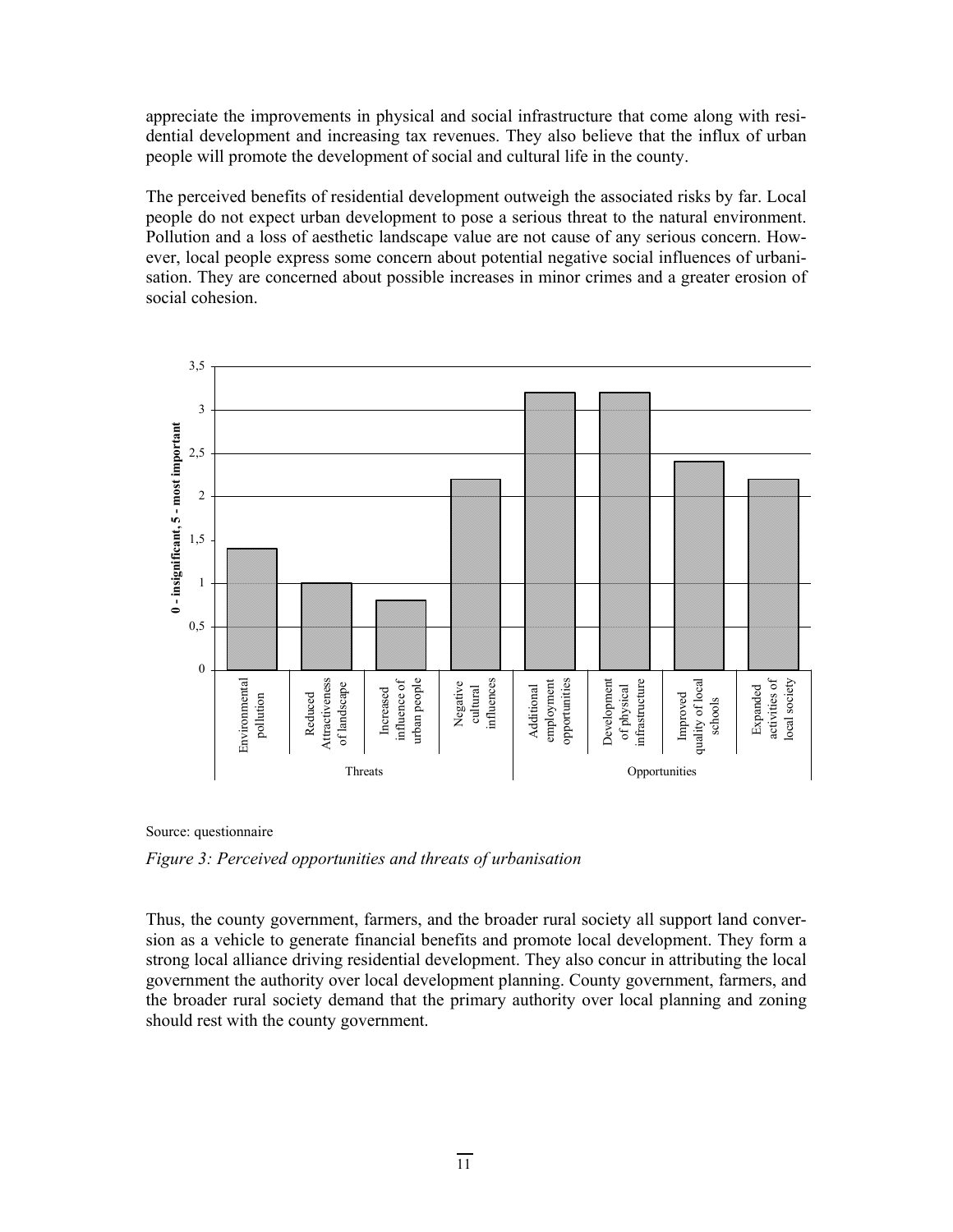appreciate the improvements in physical and social infrastructure that come along with residential development and increasing tax revenues. They also believe that the influx of urban people will promote the development of social and cultural life in the county.

The perceived benefits of residential development outweigh the associated risks by far. Local people do not expect urban development to pose a serious threat to the natural environment. Pollution and a loss of aesthetic landscape value are not cause of any serious concern. However, local people express some concern about potential negative social influences of urbanisation. They are concerned about possible increases in minor crimes and a greater erosion of social cohesion.

Source: questionnaire

*Figure 3: Perceived opportunities and threats of urbanisation*

Thus, the county government, farmers, and the broader rural society all support land conversion as a vehicle to generate financial benefits and promote local development. They form a strong local alliance driving residential development. They also concur in attributing the local government the authority over local development planning. County government, farmers, and the broader rural society demand that the primary authority over local planning and zoning should rest with the county government.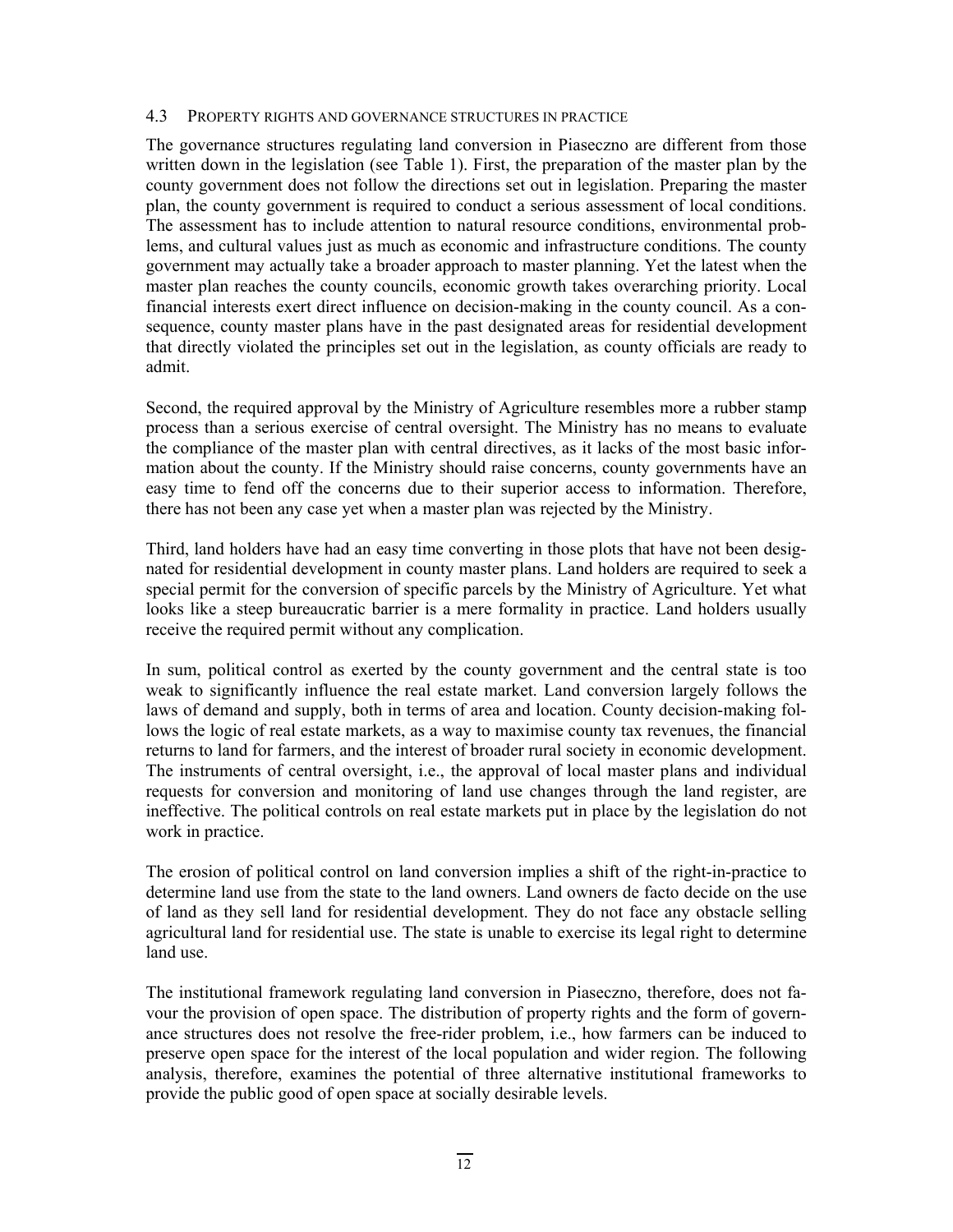### 4.3 Property rights and governance structures in practice

The governance structures regulating land conversion in Piaseczno are different from those written down in the legislation (see Table 1). First, the preparation of the master plan by the county government does not follow the directions set out in legislation. Preparing the master plan, the county government is required to conduct a serious assessment of local conditions. The assessment has to include attention to natural resource conditions, environmental problems, and cultural values just as much as economic and infrastructure conditions. The county government may actually take a broader approach to master planning. Yet the latest when the master plan reaches the county councils, economic growth takes overarching priority. Local financial interests exert direct influence on decision-making in the county council. As a consequence, county master plans have in the past designated areas for residential development that directly violated the principles set out in the legislation, as county officials are ready to admit.

Second, the required approval by the Ministry of Agriculture resembles more a rubber stamp process than a serious exercise of central oversight. The Ministry has no means to evaluate the compliance of the master plan with central directives, as it lacks of the most basic information about the county. If the Ministry should raise concerns, county governments have an easy time to fend off the concerns due to their superior access to information. Therefore, there has not been any case yet when a master plan was rejected by the Ministry.

Third, land holders have had an easy time converting in those plots that have not been designated for residential development in county master plans. Land holders are required to seek a special permit for the conversion of specific parcels by the Ministry of Agriculture. Yet what looks like a steep bureaucratic barrier is a mere formality in practice. Land holders usually receive the required permit without any complication.

In sum, political control as exerted by the county government and the central state is too weak to significantly influence the real estate market. Land conversion largely follows the laws of demand and supply, both in terms of area and location. County decision-making follows the logic of real estate markets, as a way to maximise county tax revenues, the financial returns to land for farmers, and the interest of broader rural society in economic development. The instruments of central oversight, i.e., the approval of local master plans and individual requests for conversion and monitoring of land use changes through the land register, are ineffective. The political controls on real estate markets put in place by the legislation do not work in practice.

The erosion of political control on land conversion implies a shift of the right-in-practice to determine land use from the state to the land owners. Land owners de facto decide on the use of land as they sell land for residential development. They do not face any obstacle selling agricultural land for residential use. The state is unable to exercise its legal right to determine land use.

The institutional framework regulating land conversion in Piaseczno, therefore, does not favour the provision of open space. The distribution of property rights and the form of governance structures does not resolve the free-rider problem, i.e., how farmers can be induced to preserve open space for the interest of the local population and wider region. The following analysis, therefore, examines the potential of three alternative institutional frameworks to provide the public good of open space at socially desirable levels.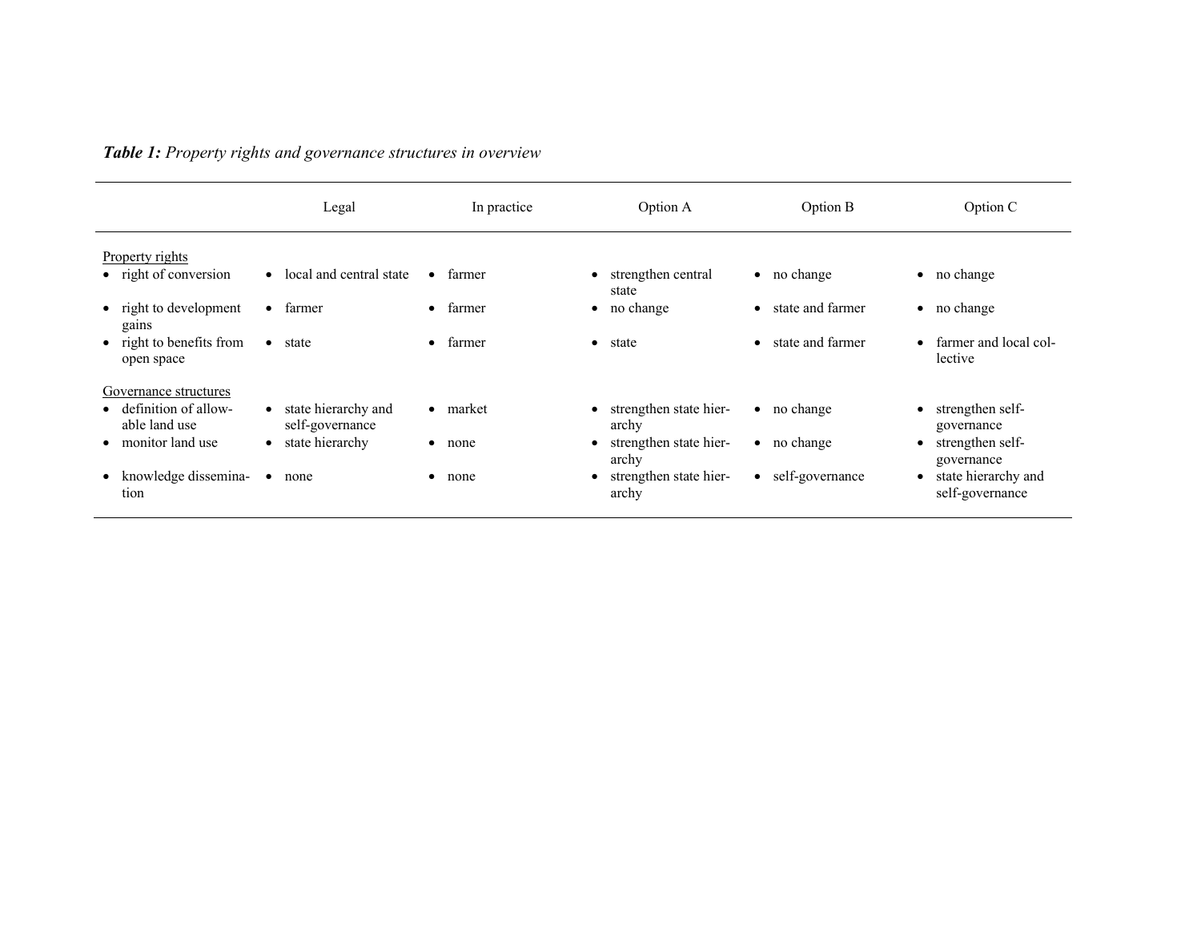***Table 1:*** *Property rights and governance structures in overview*

| | Legal | In practice | Option A | Option B | Option C |
|---|---|---|---|---|---|
| Property rights | | | | | |
| • right of conversion | • local and central state | • farmer | • strengthen central state | • no change | • no change |
| • right to development gains | • farmer | • farmer | • no change | • state and farmer | • no change |
| • right to benefits from open space | • state | • farmer | • state | • state and farmer | • farmer and local collective |
| Governance structures | | | | | |
| • definition of allowable land use | • state hierarchy and self-governance | • market | • strengthen state hierarchy | • no change | • strengthen self-governance |
| • monitor land use | • state hierarchy | • none | • strengthen state hierarchy | • no change | • strengthen self-governance |
| • knowledge dissemination | • none | • none | • strengthen state hierarchy | • self-governance | • state hierarchy and self-governance |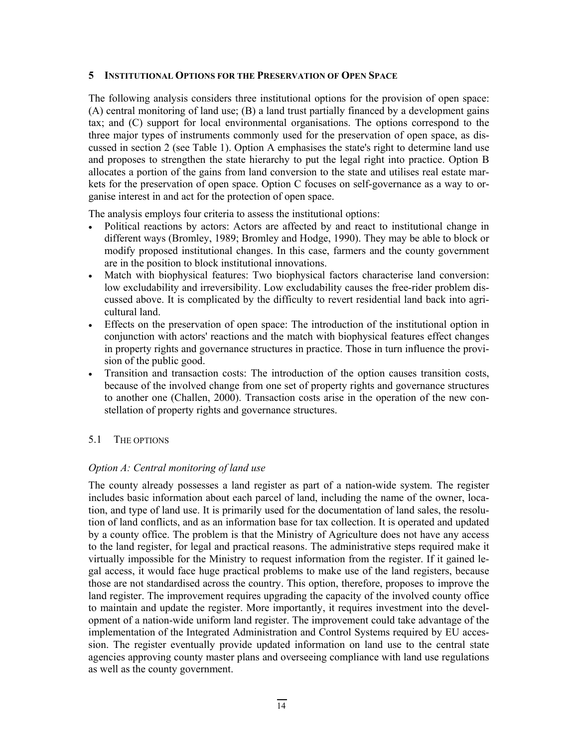## 5 INSTITUTIONAL OPTIONS FOR THE PRESERVATION OF OPEN SPACE

The following analysis considers three institutional options for the provision of open space: (A) central monitoring of land use; (B) a land trust partially financed by a development gains tax; and (C) support for local environmental organisations. The options correspond to the three major types of instruments commonly used for the preservation of open space, as discussed in section 2 (see Table 1). Option A emphasises the state's right to determine land use and proposes to strengthen the state hierarchy to put the legal right into practice. Option B allocates a portion of the gains from land conversion to the state and utilises real estate markets for the preservation of open space. Option C focuses on self-governance as a way to organise interest in and act for the protection of open space.

The analysis employs four criteria to assess the institutional options:

- Political reactions by actors: Actors are affected by and react to institutional change in different ways (Bromley, 1989; Bromley and Hodge, 1990). They may be able to block or modify proposed institutional changes. In this case, farmers and the county government are in the position to block institutional innovations.
- Match with biophysical features: Two biophysical factors characterise land conversion: low excludability and irreversibility. Low excludability causes the free-rider problem discussed above. It is complicated by the difficulty to revert residential land back into agricultural land.
- Effects on the preservation of open space: The introduction of the institutional option in conjunction with actors' reactions and the match with biophysical features effect changes in property rights and governance structures in practice. Those in turn influence the provision of the public good.
- Transition and transaction costs: The introduction of the option causes transition costs, because of the involved change from one set of property rights and governance structures to another one (Challen, 2000). Transaction costs arise in the operation of the new constellation of property rights and governance structures.

### 5.1 THE OPTIONS

*Option A: Central monitoring of land use*

The county already possesses a land register as part of a nation-wide system. The register includes basic information about each parcel of land, including the name of the owner, location, and type of land use. It is primarily used for the documentation of land sales, the resolution of land conflicts, and as an information base for tax collection. It is operated and updated by a county office. The problem is that the Ministry of Agriculture does not have any access to the land register, for legal and practical reasons. The administrative steps required make it virtually impossible for the Ministry to request information from the register. If it gained legal access, it would face huge practical problems to make use of the land registers, because those are not standardised across the country. This option, therefore, proposes to improve the land register. The improvement requires upgrading the capacity of the involved county office to maintain and update the register. More importantly, it requires investment into the development of a nation-wide uniform land register. The improvement could take advantage of the implementation of the Integrated Administration and Control Systems required by EU accession. The register eventually provide updated information on land use to the central state agencies approving county master plans and overseeing compliance with land use regulations as well as the county government.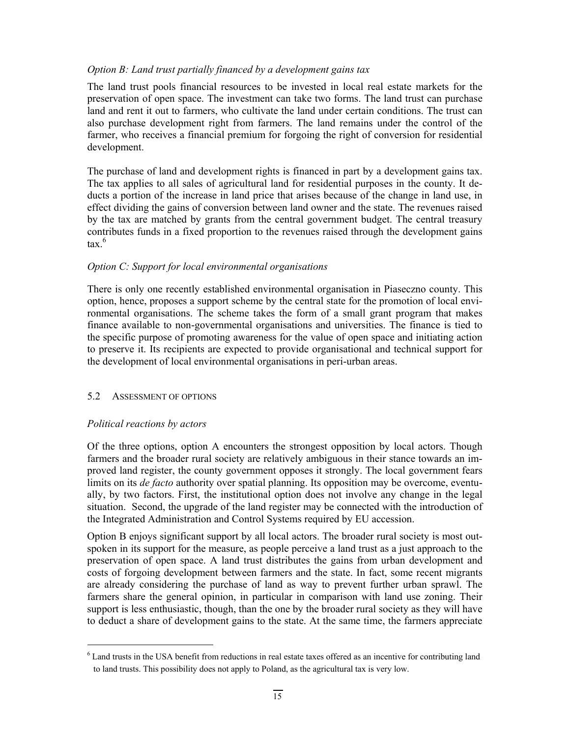*Option B: Land trust partially financed by a development gains tax*

The land trust pools financial resources to be invested in local real estate markets for the preservation of open space. The investment can take two forms. The land trust can purchase land and rent it out to farmers, who cultivate the land under certain conditions. The trust can also purchase development right from farmers. The land remains under the control of the farmer, who receives a financial premium for forgoing the right of conversion for residential development.

The purchase of land and development rights is financed in part by a development gains tax. The tax applies to all sales of agricultural land for residential purposes in the county. It deducts a portion of the increase in land price that arises because of the change in land use, in effect dividing the gains of conversion between land owner and the state. The revenues raised by the tax are matched by grants from the central government budget. The central treasury contributes funds in a fixed proportion to the revenues raised through the development gains tax.[6]

*Option C: Support for local environmental organisations*

There is only one recently established environmental organisation in Piaseczno county. This option, hence, proposes a support scheme by the central state for the promotion of local environmental organisations. The scheme takes the form of a small grant program that makes finance available to non-governmental organisations and universities. The finance is tied to the specific purpose of promoting awareness for the value of open space and initiating action to preserve it. Its recipients are expected to provide organisational and technical support for the development of local environmental organisations in peri-urban areas.

### 5.2 Assessment of options

*Political reactions by actors*

Of the three options, option A encounters the strongest opposition by local actors. Though farmers and the broader rural society are relatively ambiguous in their stance towards an improved land register, the county government opposes it strongly. The local government fears limits on its *de facto* authority over spatial planning. Its opposition may be overcome, eventually, by two factors. First, the institutional option does not involve any change in the legal situation. Second, the upgrade of the land register may be connected with the introduction of the Integrated Administration and Control Systems required by EU accession.

Option B enjoys significant support by all local actors. The broader rural society is most outspoken in its support for the measure, as people perceive a land trust as a just approach to the preservation of open space. A land trust distributes the gains from urban development and costs of forgoing development between farmers and the state. In fact, some recent migrants are already considering the purchase of land as way to prevent further urban sprawl. The farmers share the general opinion, in particular in comparison with land use zoning. Their support is less enthusiastic, though, than the one by the broader rural society as they will have to deduct a share of development gains to the state. At the same time, the farmers appreciate

[6] Land trusts in the USA benefit from reductions in real estate taxes offered as an incentive for contributing land to land trusts. This possibility does not apply to Poland, as the agricultural tax is very low.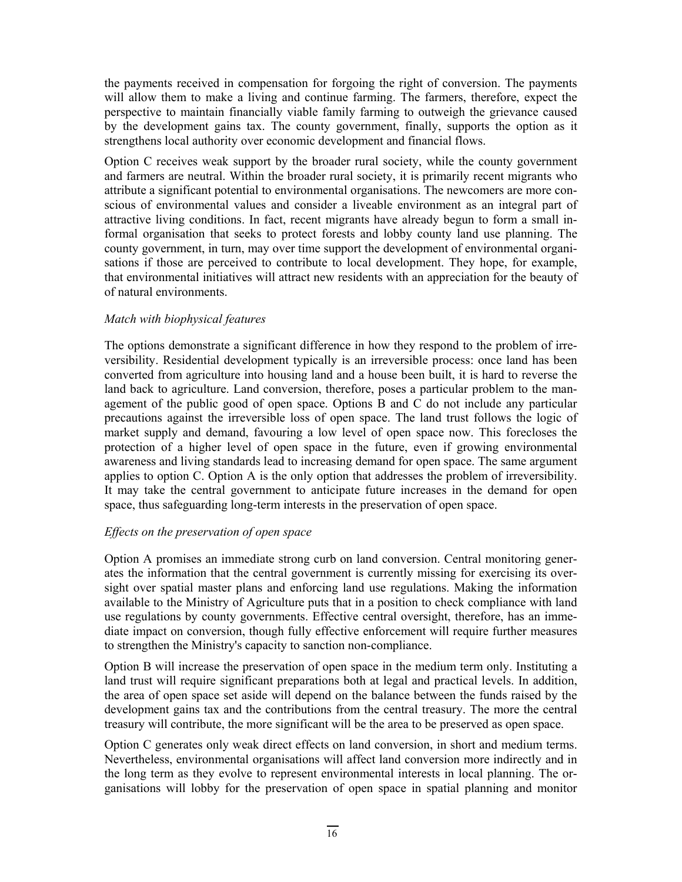the payments received in compensation for forgoing the right of conversion. The payments will allow them to make a living and continue farming. The farmers, therefore, expect the perspective to maintain financially viable family farming to outweigh the grievance caused by the development gains tax. The county government, finally, supports the option as it strengthens local authority over economic development and financial flows.

Option C receives weak support by the broader rural society, while the county government and farmers are neutral. Within the broader rural society, it is primarily recent migrants who attribute a significant potential to environmental organisations. The newcomers are more conscious of environmental values and consider a liveable environment as an integral part of attractive living conditions. In fact, recent migrants have already begun to form a small informal organisation that seeks to protect forests and lobby county land use planning. The county government, in turn, may over time support the development of environmental organisations if those are perceived to contribute to local development. They hope, for example, that environmental initiatives will attract new residents with an appreciation for the beauty of of natural environments.

*Match with biophysical features*

The options demonstrate a significant difference in how they respond to the problem of irreversibility. Residential development typically is an irreversible process: once land has been converted from agriculture into housing land and a house been built, it is hard to reverse the land back to agriculture. Land conversion, therefore, poses a particular problem to the management of the public good of open space. Options B and C do not include any particular precautions against the irreversible loss of open space. The land trust follows the logic of market supply and demand, favouring a low level of open space now. This forecloses the protection of a higher level of open space in the future, even if growing environmental awareness and living standards lead to increasing demand for open space. The same argument applies to option C. Option A is the only option that addresses the problem of irreversibility. It may take the central government to anticipate future increases in the demand for open space, thus safeguarding long-term interests in the preservation of open space.

*Effects on the preservation of open space*

Option A promises an immediate strong curb on land conversion. Central monitoring generates the information that the central government is currently missing for exercising its oversight over spatial master plans and enforcing land use regulations. Making the information available to the Ministry of Agriculture puts that in a position to check compliance with land use regulations by county governments. Effective central oversight, therefore, has an immediate impact on conversion, though fully effective enforcement will require further measures to strengthen the Ministry's capacity to sanction non-compliance.

Option B will increase the preservation of open space in the medium term only. Instituting a land trust will require significant preparations both at legal and practical levels. In addition, the area of open space set aside will depend on the balance between the funds raised by the development gains tax and the contributions from the central treasury. The more the central treasury will contribute, the more significant will be the area to be preserved as open space.

Option C generates only weak direct effects on land conversion, in short and medium terms. Nevertheless, environmental organisations will affect land conversion more indirectly and in the long term as they evolve to represent environmental interests in local planning. The organisations will lobby for the preservation of open space in spatial planning and monitor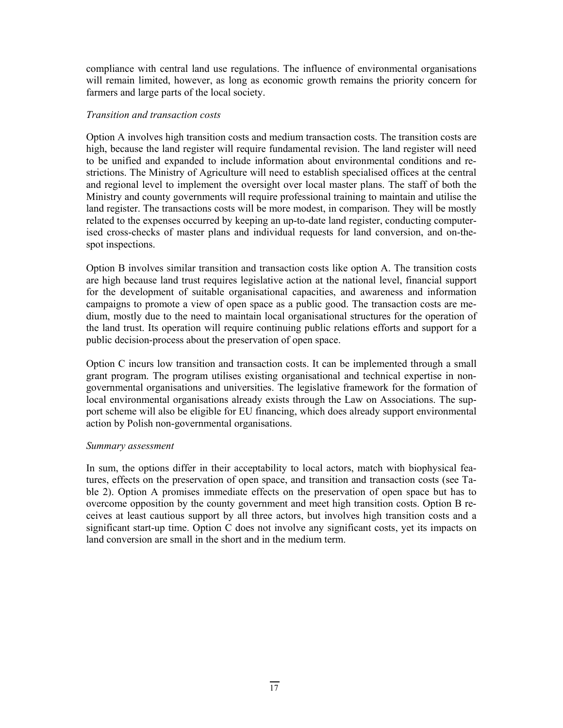compliance with central land use regulations. The influence of environmental organisations will remain limited, however, as long as economic growth remains the priority concern for farmers and large parts of the local society.

*Transition and transaction costs*

Option A involves high transition costs and medium transaction costs. The transition costs are high, because the land register will require fundamental revision. The land register will need to be unified and expanded to include information about environmental conditions and restrictions. The Ministry of Agriculture will need to establish specialised offices at the central and regional level to implement the oversight over local master plans. The staff of both the Ministry and county governments will require professional training to maintain and utilise the land register. The transactions costs will be more modest, in comparison. They will be mostly related to the expenses occurred by keeping an up-to-date land register, conducting computerised cross-checks of master plans and individual requests for land conversion, and on-the-spot inspections.

Option B involves similar transition and transaction costs like option A. The transition costs are high because land trust requires legislative action at the national level, financial support for the development of suitable organisational capacities, and awareness and information campaigns to promote a view of open space as a public good. The transaction costs are medium, mostly due to the need to maintain local organisational structures for the operation of the land trust. Its operation will require continuing public relations efforts and support for a public decision-process about the preservation of open space.

Option C incurs low transition and transaction costs. It can be implemented through a small grant program. The program utilises existing organisational and technical expertise in non-governmental organisations and universities. The legislative framework for the formation of local environmental organisations already exists through the Law on Associations. The support scheme will also be eligible for EU financing, which does already support environmental action by Polish non-governmental organisations.

*Summary assessment*

In sum, the options differ in their acceptability to local actors, match with biophysical features, effects on the preservation of open space, and transition and transaction costs (see Table 2). Option A promises immediate effects on the preservation of open space but has to overcome opposition by the county government and meet high transition costs. Option B receives at least cautious support by all three actors, but involves high transition costs and a significant start-up time. Option C does not involve any significant costs, yet its impacts on land conversion are small in the short and in the medium term.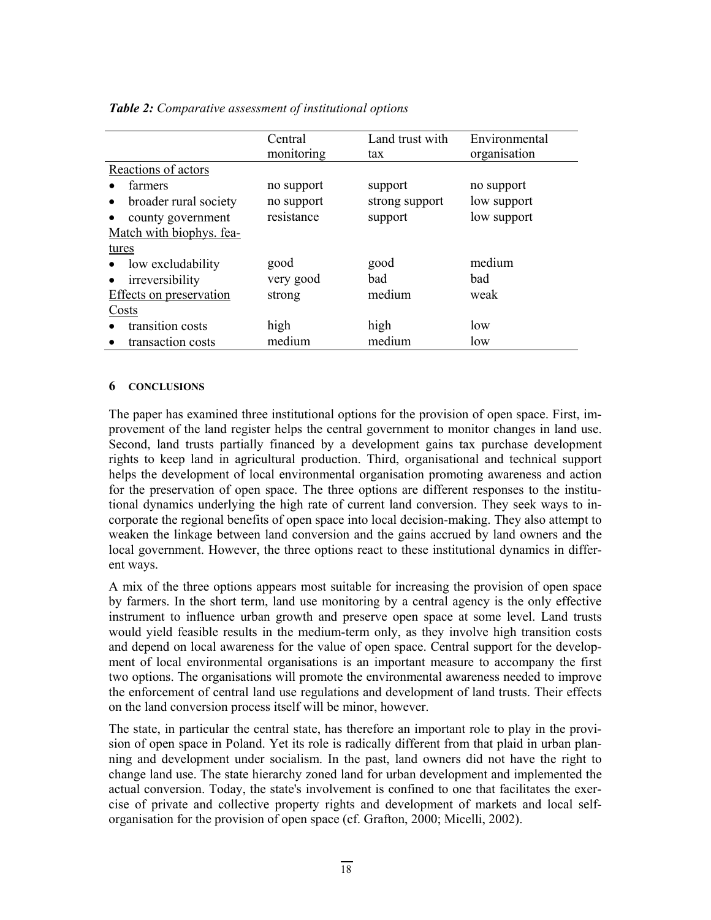***Table 2:*** *Comparative assessment of institutional options*

| | Central monitoring | Land trust with tax | Environmental organisation |
|---|---|---|---|
| Reactions of actors | | | |
| • farmers | no support | support | no support |
| • broader rural society | no support | strong support | low support |
| • county government | resistance | support | low support |
| Match with biophys. features | | | |
| • low excludability | good | good | medium |
| • irreversibility | very good | bad | bad |
| Effects on preservation | strong | medium | weak |
| Costs | | | |
| • transition costs | high | high | low |
| • transaction costs | medium | medium | low |

## 6 CONCLUSIONS

The paper has examined three institutional options for the provision of open space. First, improvement of the land register helps the central government to monitor changes in land use. Second, land trusts partially financed by a development gains tax purchase development rights to keep land in agricultural production. Third, organisational and technical support helps the development of local environmental organisation promoting awareness and action for the preservation of open space. The three options are different responses to the institutional dynamics underlying the high rate of current land conversion. They seek ways to incorporate the regional benefits of open space into local decision-making. They also attempt to weaken the linkage between land conversion and the gains accrued by land owners and the local government. However, the three options react to these institutional dynamics in different ways.

A mix of the three options appears most suitable for increasing the provision of open space by farmers. In the short term, land use monitoring by a central agency is the only effective instrument to influence urban growth and preserve open space at some level. Land trusts would yield feasible results in the medium-term only, as they involve high transition costs and depend on local awareness for the value of open space. Central support for the development of local environmental organisations is an important measure to accompany the first two options. The organisations will promote the environmental awareness needed to improve the enforcement of central land use regulations and development of land trusts. Their effects on the land conversion process itself will be minor, however.

The state, in particular the central state, has therefore an important role to play in the provision of open space in Poland. Yet its role is radically different from that plaid in urban planning and development under socialism. In the past, land owners did not have the right to change land use. The state hierarchy zoned land for urban development and implemented the actual conversion. Today, the state's involvement is confined to one that facilitates the exercise of private and collective property rights and development of markets and local self-organisation for the provision of open space (cf. Grafton, 2000; Micelli, 2002).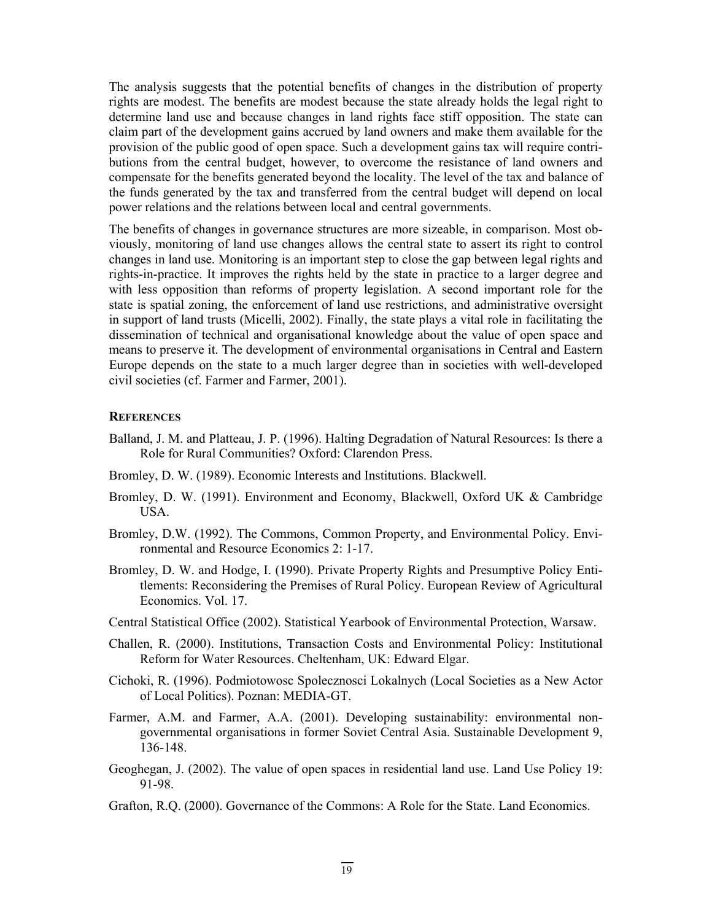The analysis suggests that the potential benefits of changes in the distribution of property rights are modest. The benefits are modest because the state already holds the legal right to determine land use and because changes in land rights face stiff opposition. The state can claim part of the development gains accrued by land owners and make them available for the provision of the public good of open space. Such a development gains tax will require contributions from the central budget, however, to overcome the resistance of land owners and compensate for the benefits generated beyond the locality. The level of the tax and balance of the funds generated by the tax and transferred from the central budget will depend on local power relations and the relations between local and central governments.

The benefits of changes in governance structures are more sizeable, in comparison. Most obviously, monitoring of land use changes allows the central state to assert its right to control changes in land use. Monitoring is an important step to close the gap between legal rights and rights-in-practice. It improves the rights held by the state in practice to a larger degree and with less opposition than reforms of property legislation. A second important role for the state is spatial zoning, the enforcement of land use restrictions, and administrative oversight in support of land trusts (Micelli, 2002). Finally, the state plays a vital role in facilitating the dissemination of technical and organisational knowledge about the value of open space and means to preserve it. The development of environmental organisations in Central and Eastern Europe depends on the state to a much larger degree than in societies with well-developed civil societies (cf. Farmer and Farmer, 2001).

## References

Balland, J. M. and Platteau, J. P. (1996). Halting Degradation of Natural Resources: Is there a Role for Rural Communities? Oxford: Clarendon Press.

Bromley, D. W. (1989). Economic Interests and Institutions. Blackwell.

Bromley, D. W. (1991). Environment and Economy, Blackwell, Oxford UK & Cambridge USA.

Bromley, D.W. (1992). The Commons, Common Property, and Environmental Policy. Environmental and Resource Economics 2: 1-17.

Bromley, D. W. and Hodge, I. (1990). Private Property Rights and Presumptive Policy Entitlements: Reconsidering the Premises of Rural Policy. European Review of Agricultural Economics. Vol. 17.

Central Statistical Office (2002). Statistical Yearbook of Environmental Protection, Warsaw.

Challen, R. (2000). Institutions, Transaction Costs and Environmental Policy: Institutional Reform for Water Resources. Cheltenham, UK: Edward Elgar.

Cichoki, R. (1996). Podmiotowosc Spolecznosci Lokalnych (Local Societies as a New Actor of Local Politics). Poznan: MEDIA-GT.

Farmer, A.M. and Farmer, A.A. (2001). Developing sustainability: environmental non-governmental organisations in former Soviet Central Asia. Sustainable Development 9, 136-148.

Geoghegan, J. (2002). The value of open spaces in residential land use. Land Use Policy 19: 91-98.

Grafton, R.Q. (2000). Governance of the Commons: A Role for the State. Land Economics.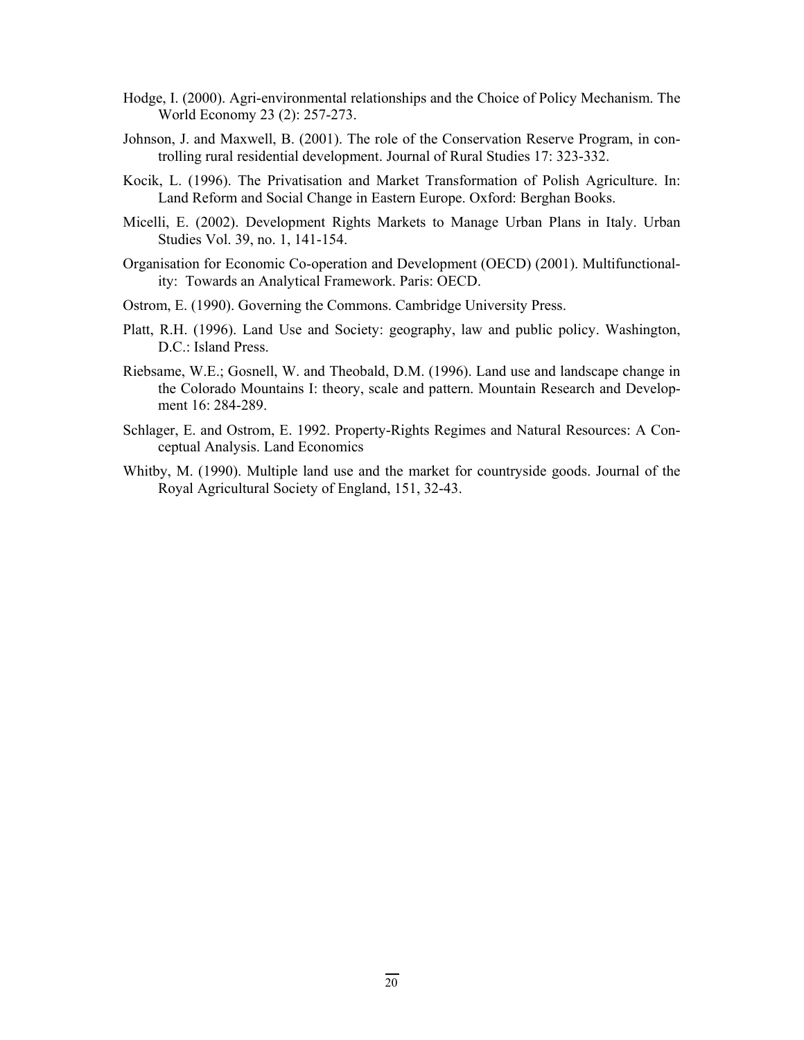Hodge, I. (2000). Agri-environmental relationships and the Choice of Policy Mechanism. The World Economy 23 (2): 257-273.

Johnson, J. and Maxwell, B. (2001). The role of the Conservation Reserve Program, in controlling rural residential development. Journal of Rural Studies 17: 323-332.

Kocik, L. (1996). The Privatisation and Market Transformation of Polish Agriculture. In: Land Reform and Social Change in Eastern Europe. Oxford: Berghan Books.

Micelli, E. (2002). Development Rights Markets to Manage Urban Plans in Italy. Urban Studies Vol. 39, no. 1, 141-154.

Organisation for Economic Co-operation and Development (OECD) (2001). Multifunctionality: Towards an Analytical Framework. Paris: OECD.

Ostrom, E. (1990). Governing the Commons. Cambridge University Press.

Platt, R.H. (1996). Land Use and Society: geography, law and public policy. Washington, D.C.: Island Press.

Riebsame, W.E.; Gosnell, W. and Theobald, D.M. (1996). Land use and landscape change in the Colorado Mountains I: theory, scale and pattern. Mountain Research and Development 16: 284-289.

Schlager, E. and Ostrom, E. 1992. Property-Rights Regimes and Natural Resources: A Conceptual Analysis. Land Economics

Whitby, M. (1990). Multiple land use and the market for countryside goods. Journal of the Royal Agricultural Society of England, 151, 32-43.